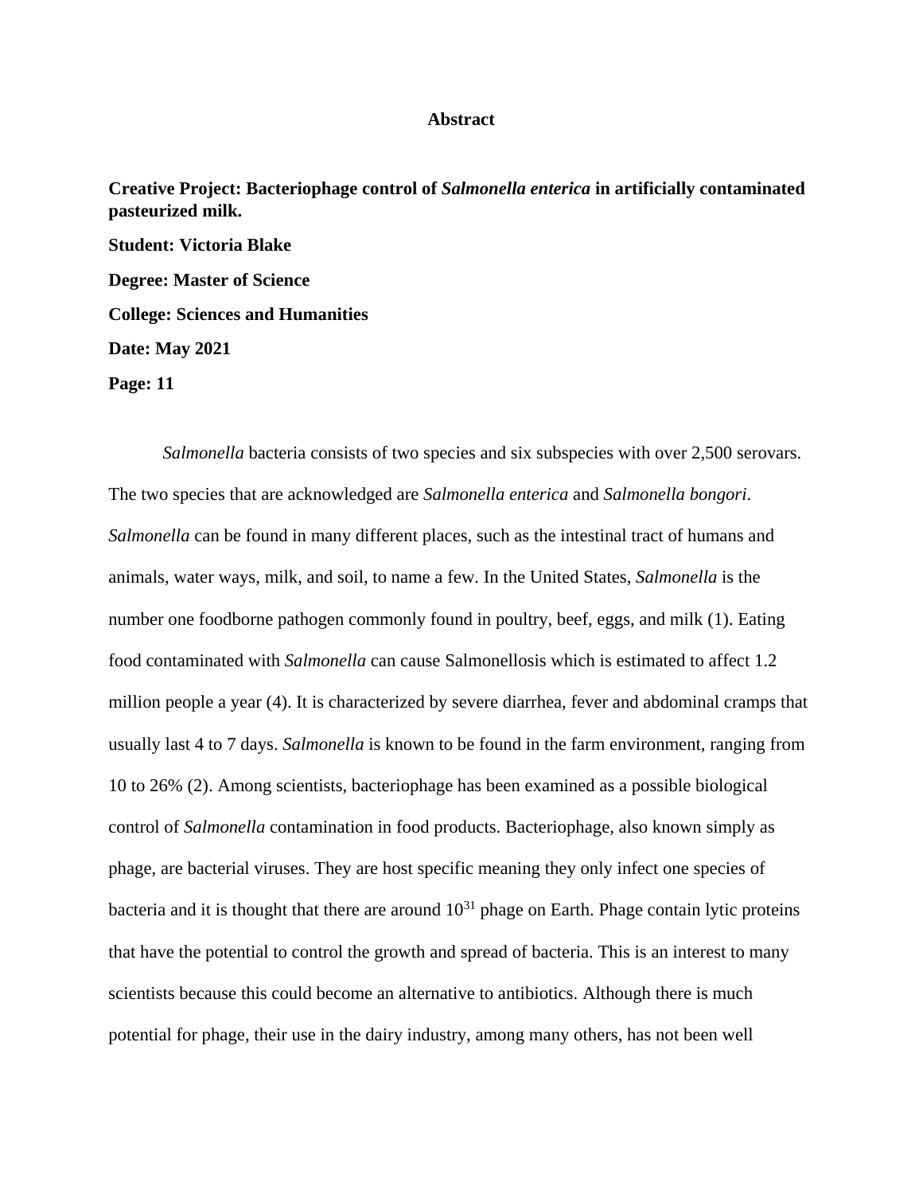# Abstract

**Creative Project: Bacteriophage control of *Salmonella enterica* in artificially contaminated pasteurized milk.**

**Student: Victoria Blake**

**Degree: Master of Science**

**College: Sciences and Humanities**

**Date: May 2021**

**Page: 11**

*Salmonella* bacteria consists of two species and six subspecies with over 2,500 serovars. The two species that are acknowledged are *Salmonella enterica* and *Salmonella bongori*. *Salmonella* can be found in many different places, such as the intestinal tract of humans and animals, water ways, milk, and soil, to name a few. In the United States, *Salmonella* is the number one foodborne pathogen commonly found in poultry, beef, eggs, and milk (1). Eating food contaminated with *Salmonella* can cause Salmonellosis which is estimated to affect 1.2 million people a year (4). It is characterized by severe diarrhea, fever and abdominal cramps that usually last 4 to 7 days. *Salmonella* is known to be found in the farm environment, ranging from 10 to 26% (2). Among scientists, bacteriophage has been examined as a possible biological control of *Salmonella* contamination in food products. Bacteriophage, also known simply as phage, are bacterial viruses. They are host specific meaning they only infect one species of bacteria and it is thought that there are around $10^{31}$ phage on Earth. Phage contain lytic proteins that have the potential to control the growth and spread of bacteria. This is an interest to many scientists because this could become an alternative to antibiotics. Although there is much potential for phage, their use in the dairy industry, among many others, has not been well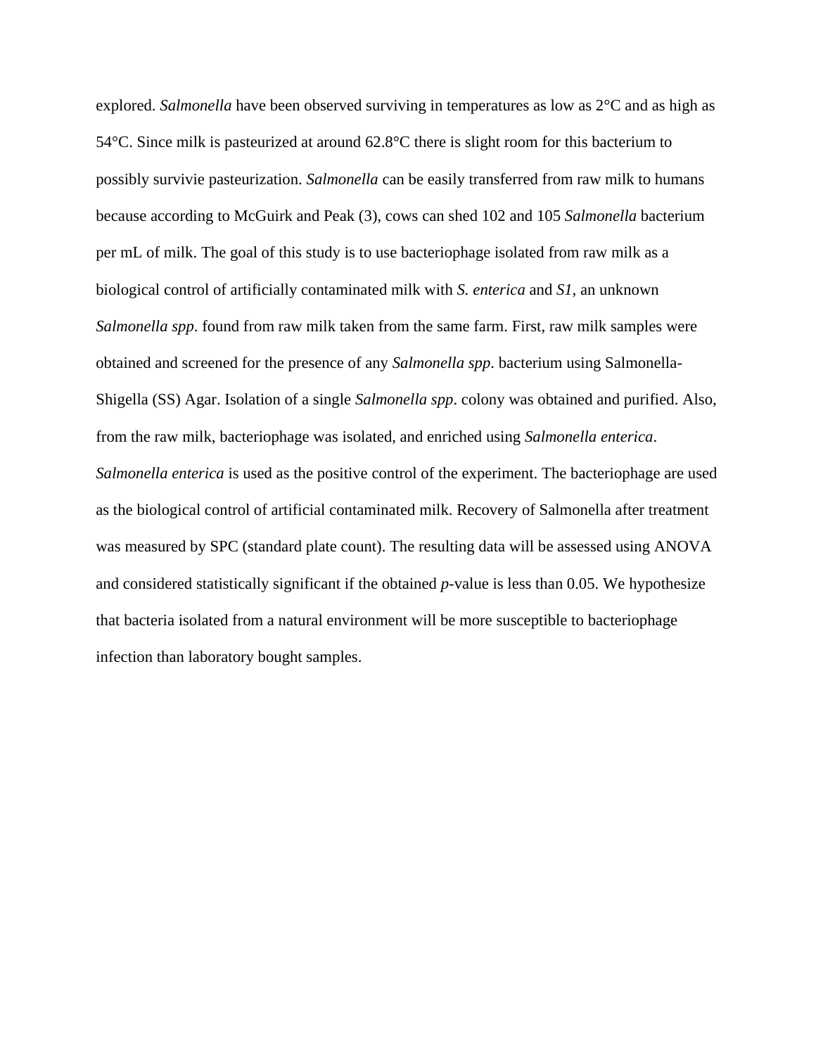explored. *Salmonella* have been observed surviving in temperatures as low as 2°C and as high as 54°C. Since milk is pasteurized at around 62.8°C there is slight room for this bacterium to possibly survivie pasteurization. *Salmonella* can be easily transferred from raw milk to humans because according to McGuirk and Peak (3), cows can shed 102 and 105 *Salmonella* bacterium per mL of milk. The goal of this study is to use bacteriophage isolated from raw milk as a biological control of artificially contaminated milk with *S. enterica* and *S1*, an unknown *Salmonella spp*. found from raw milk taken from the same farm. First, raw milk samples were obtained and screened for the presence of any *Salmonella spp*. bacterium using Salmonella-Shigella (SS) Agar. Isolation of a single *Salmonella spp*. colony was obtained and purified. Also, from the raw milk, bacteriophage was isolated, and enriched using *Salmonella enterica*. *Salmonella enterica* is used as the positive control of the experiment. The bacteriophage are used as the biological control of artificial contaminated milk. Recovery of Salmonella after treatment was measured by SPC (standard plate count). The resulting data will be assessed using ANOVA and considered statistically significant if the obtained *p*-value is less than 0.05. We hypothesize that bacteria isolated from a natural environment will be more susceptible to bacteriophage infection than laboratory bought samples.